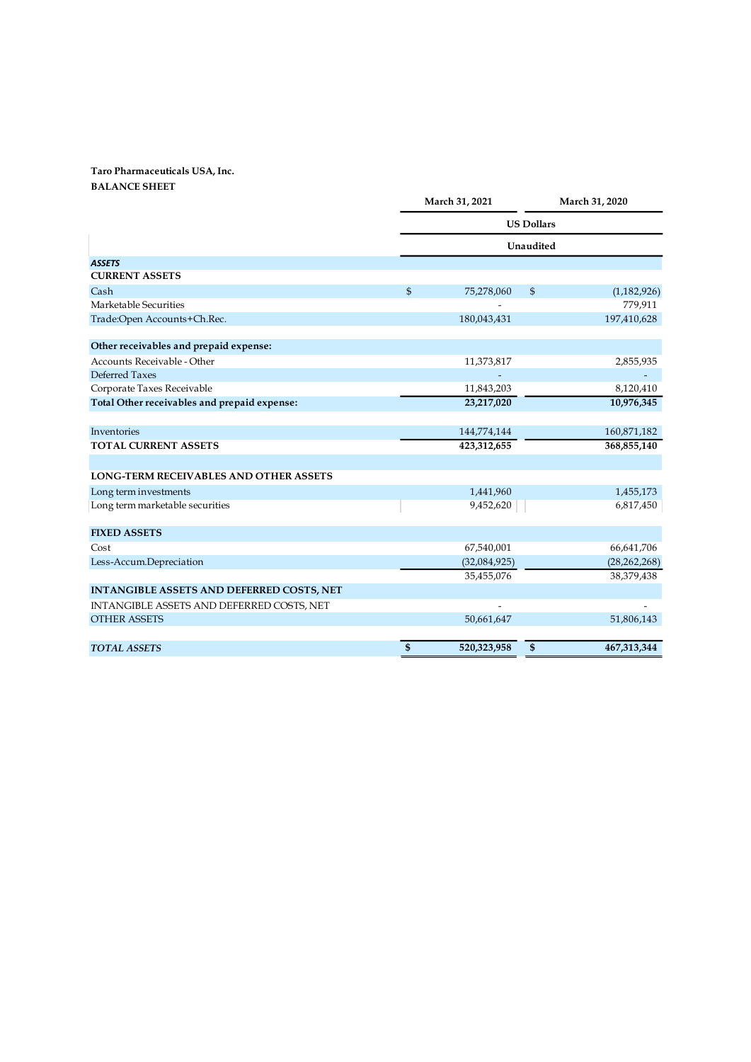**Taro Pharmaceuticals USA, Inc.**
**BALANCE SHEET**

| | March 31, 2021 | March 31, 2020 |
|---|---|---|
| | US Dollars | |
| | Unaudited | |
| ***ASSETS*** | | |
| **CURRENT ASSETS** | | |
| Cash | $ 75,278,060 | $ (1,182,926) |
| Marketable Securities | - | 779,911 |
| Trade:Open Accounts+Ch.Rec. | 180,043,431 | 197,410,628 |
| | | |
| **Other receivables and prepaid expense:** | | |
| Accounts Receivable - Other | 11,373,817 | 2,855,935 |
| Deferred Taxes | - | - |
| Corporate Taxes Receivable | 11,843,203 | 8,120,410 |
| **Total Other receivables and prepaid expense:** | **23,217,020** | **10,976,345** |
| | | |
| Inventories | 144,774,144 | 160,871,182 |
| **TOTAL CURRENT ASSETS** | **423,312,655** | **368,855,140** |
| | | |
| **LONG-TERM RECEIVABLES AND OTHER ASSETS** | | |
| Long term investments | 1,441,960 | 1,455,173 |
| Long term marketable securities | 9,452,620 | 6,817,450 |
| | | |
| **FIXED ASSETS** | | |
| Cost | 67,540,001 | 66,641,706 |
| Less-Accum.Depreciation | (32,084,925) | (28,262,268) |
| | 35,455,076 | 38,379,438 |
| **INTANGIBLE ASSETS AND DEFERRED COSTS, NET** | | |
| INTANGIBLE ASSETS AND DEFERRED COSTS, NET | - | - |
| OTHER ASSETS | 50,661,647 | 51,806,143 |
| | | |
| ***TOTAL ASSETS*** | **$ 520,323,958** | **$ 467,313,344** |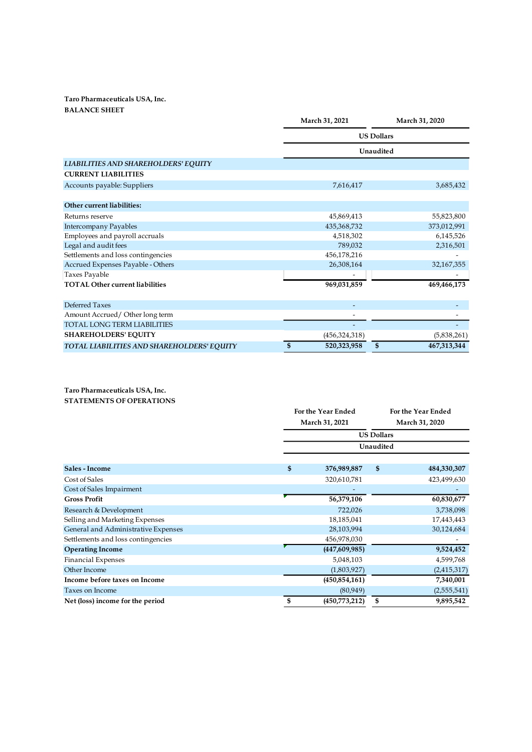**Taro Pharmaceuticals USA, Inc.**
**BALANCE SHEET**

| | March 31, 2021 | March 31, 2020 |
|---|---|---|
| | US Dollars | |
| | Unaudited | |
| *LIABILITIES AND SHAREHOLDERS' EQUITY* | | |
| **CURRENT LIABILITIES** | | |
| Accounts payable: Suppliers | 7,616,417 | 3,685,432 |
| | | |
| **Other current liabilities:** | | |
| Returns reserve | 45,869,413 | 55,823,800 |
| Intercompany Payables | 435,368,732 | 373,012,991 |
| Employees and payroll accruals | 4,518,302 | 6,145,526 |
| Legal and audit fees | 789,032 | 2,316,501 |
| Settlements and loss contingencies | 456,178,216 | - |
| Accrued Expenses Payable - Others | 26,308,164 | 32,167,355 |
| Taxes Payable | - | - |
| **TOTAL Other current liabilities** | **969,031,859** | **469,466,173** |
| | | |
| Deferred Taxes | - | - |
| Amount Accrued/ Other long term | - | - |
| TOTAL LONG TERM LIABILITIES | - | - |
| **SHAREHOLDERS' EQUITY** | (456,324,318) | (5,838,261) |
| ***TOTAL LIABILITIES AND SHAREHOLDERS' EQUITY*** | **$ 520,323,958** | **$ 467,313,344** |

**Taro Pharmaceuticals USA, Inc.**
**STATEMENTS OF OPERATIONS**

| | For the Year Ended March 31, 2021 | For the Year Ended March 31, 2020 |
|---|---|---|
| | US Dollars | |
| | Unaudited | |
| **Sales - Income** | **$ 376,989,887** | **$ 484,330,307** |
| Cost of Sales | 320,610,781 | 423,499,630 |
| Cost of Sales Impairment | - | - |
| **Gross Profit** | **56,379,106** | **60,830,677** |
| Research & Development | 722,026 | 3,738,098 |
| Selling and Marketing Expenses | 18,185,041 | 17,443,443 |
| General and Administrative Expenses | 28,103,994 | 30,124,684 |
| Settlements and loss contingencies | 456,978,030 | - |
| **Operating Income** | **(447,609,985)** | **9,524,452** |
| Financial Expenses | 5,048,103 | 4,599,768 |
| Other Income | (1,803,927) | (2,415,317) |
| **Income before taxes on Income** | **(450,854,161)** | **7,340,001** |
| Taxes on Income | (80,949) | (2,555,541) |
| **Net (loss) income for the period** | **$ (450,773,212)** | **$ 9,895,542** |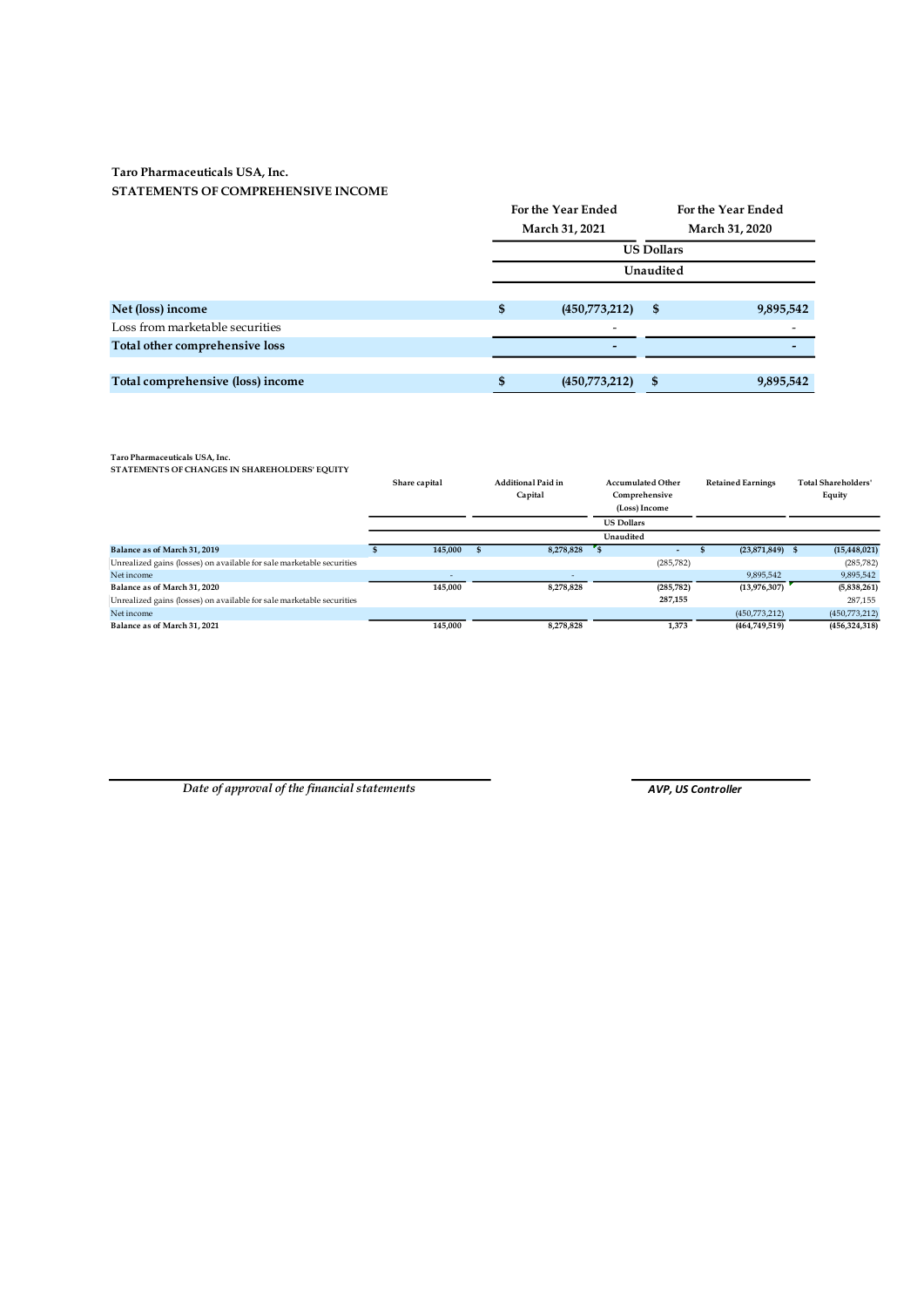**Taro Pharmaceuticals USA, Inc.**
**STATEMENTS OF COMPREHENSIVE INCOME**

| | For the Year Ended March 31, 2021 | For the Year Ended March 31, 2020 |
|---|---|---|
| | US Dollars | |
| | Unaudited | |
| **Net (loss) income** | $ (450,773,212) | $ 9,895,542 |
| Loss from marketable securities | - | - |
| **Total other comprehensive loss** | - | - |
| **Total comprehensive (loss) income** | $ (450,773,212) | $ 9,895,542 |

**Taro Pharmaceuticals USA, Inc.**
**STATEMENTS OF CHANGES IN SHAREHOLDERS' EQUITY**

| | Share capital | Additional Paid in Capital | Accumulated Other Comprehensive (Loss) Income | Retained Earnings | Total Shareholders' Equity |
|---|---|---|---|---|---|
| | | | US Dollars | | |
| | | | Unaudited | | |
| **Balance as of March 31, 2019** | $ 145,000 | $ 8,278,828 | $ - | $ (23,871,849) | $ (15,448,021) |
| Unrealized gains (losses) on available for sale marketable securities | | | (285,782) | | (285,782) |
| Net income | - | - | | 9,895,542 | 9,895,542 |
| **Balance as of March 31, 2020** | 145,000 | 8,278,828 | (285,782) | (13,976,307) | (5,838,261) |
| Unrealized gains (losses) on available for sale marketable securities | | | 287,155 | | 287,155 |
| Net income | | | | (450,773,212) | (450,773,212) |
| **Balance as of March 31, 2021** | 145,000 | 8,278,828 | 1,373 | (464,749,519) | (456,324,318) |

*Date of approval of the financial statements*

***AVP, US Controller***